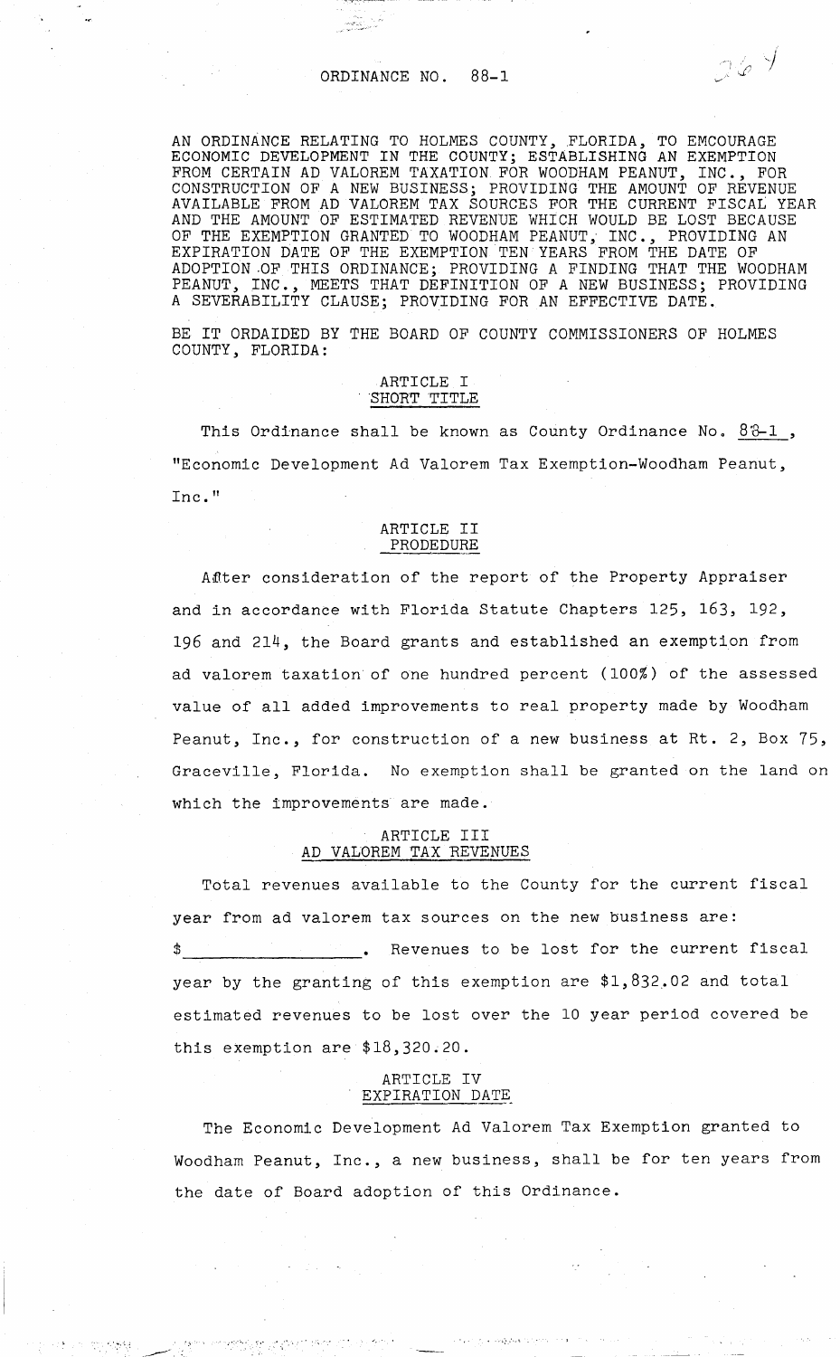# ORDINANCE NO. 88-1

AN ORDINANCE RELATING TO HOLMES COUNTY, FLORIDA, TO EMCOURAGE ECONOMIC DEVELOPMENT IN THE COUNTY; ESTABLISHING AN EXEMPTION FROM CERTAIN AD VALOREM TAXATION FOR WOODHAM PEANUT, INC., FOR CONSTRUCTION OF A NEW BUSINESS; PROVIDING THE AMOUNT OF REVENUE AVAILABLE FROM AD VALOREM TAX SOURCES FOR THE CURRENT FISCAL YEAR AND THE AMOUNT OF ESTIMATED REVENUE WHICH WOULD BE LOST BECAUSE OF THE EXEMPTION GRANTED TO WOODHAM PEANUT, INC., PROVIDING AN EXPIRATION DATE OF THE EXEMPTION TEN YEARS FROM THE DATE OF ADOPTION OF THIS ORDINANCE; PROVIDING A FINDING THAT THE WOODHAM PEANUT, INC., MEETS THAT DEFINITION OF A NEW BUSINESS; PROVIDING A SEVERABILITY CLAUSE; PROVIDING FOR AN EFFECTIVE DATE.

BE IT ORDAIDED BY THE BOARD OF COUNTY COMMISSIONERS OF HOLMES COUNTY, FLORIDA:

## ARTICLE I
## SHORT TITLE

This Ordinance shall be known as County Ordinance No. 88-1, "Economic Development Ad Valorem Tax Exemption-Woodham Peanut, Inc."

## ARTICLE II
## PRODEDURE

After consideration of the report of the Property Appraiser and in accordance with Florida Statute Chapters 125, 163, 192, 196 and 214, the Board grants and established an exemption from ad valorem taxation of one hundred percent (100%) of the assessed value of all added improvements to real property made by Woodham Peanut, Inc., for construction of a new business at Rt. 2, Box 75, Graceville, Florida. No exemption shall be granted on the land on which the improvements are made.

## ARTICLE III
## AD VALOREM TAX REVENUES

Total revenues available to the County for the current fiscal year from ad valorem tax sources on the new business are: $\_\_\_\_\_\_\_\_\_\_\_\_\_\_\_\_\_\_. Revenues to be lost for the current fiscal year by the granting of this exemption are $1,832.02 and total estimated revenues to be lost over the 10 year period covered be this exemption are $18,320.20.

## ARTICLE IV
## EXPIRATION DATE

The Economic Development Ad Valorem Tax Exemption granted to Woodham Peanut, Inc., a new business, shall be for ten years from the date of Board adoption of this Ordinance.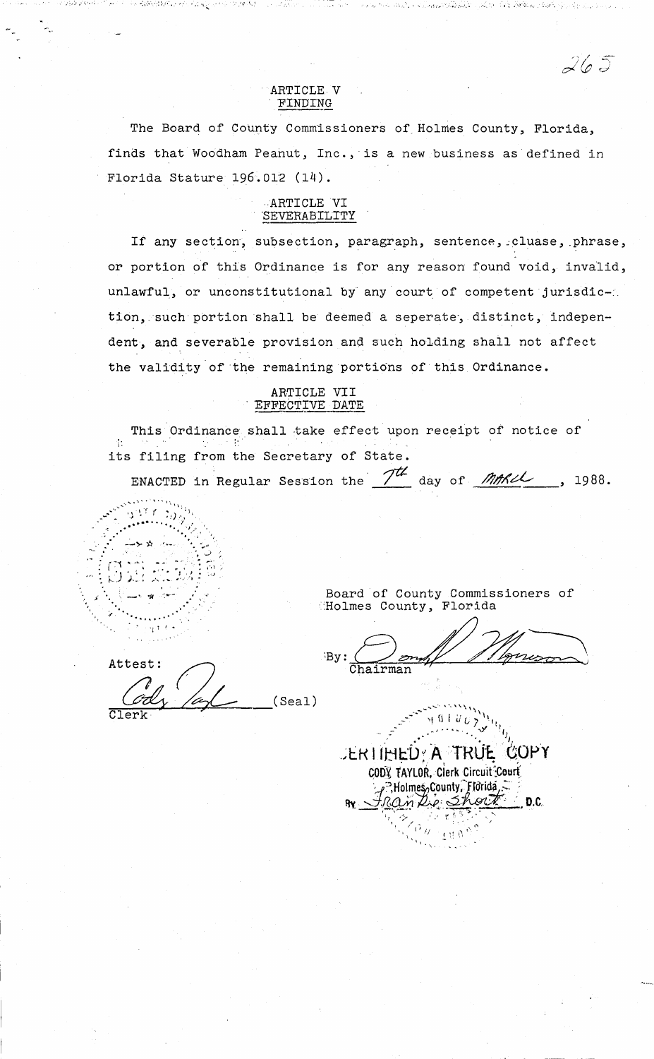## ARTICLE V
### FINDING

The Board of County Commissioners of Holmes County, Florida, finds that Woodham Peanut, Inc., is a new business as defined in Florida Stature 196.012 (14).

## ARTICLE VI
### SEVERABILITY

If any section, subsection, paragraph, sentence, cluase, phrase, or portion of this Ordinance is for any reason found void, invalid, unlawful, or unconstitutional by any court of competent jurisdiction, such portion shall be deemed a seperate, distinct, independent, and severable provision and such holding shall not affect the validity of the remaining portions of this Ordinance.

## ARTICLE VII
### EFFECTIVE DATE

This Ordinance shall take effect upon receipt of notice of its filing from the Secretary of State.

ENACTED in Regular Session the 7th day of March, 1988.

Board of County Commissioners of Holmes County, Florida

By: _______________
Chairman

Attest: _______________ (Seal)
Clerk

CERTIFIED A TRUE COPY
CODY TAYLOR, Clerk Circuit Court
Holmes County, Florida
BY _______________ D.C.